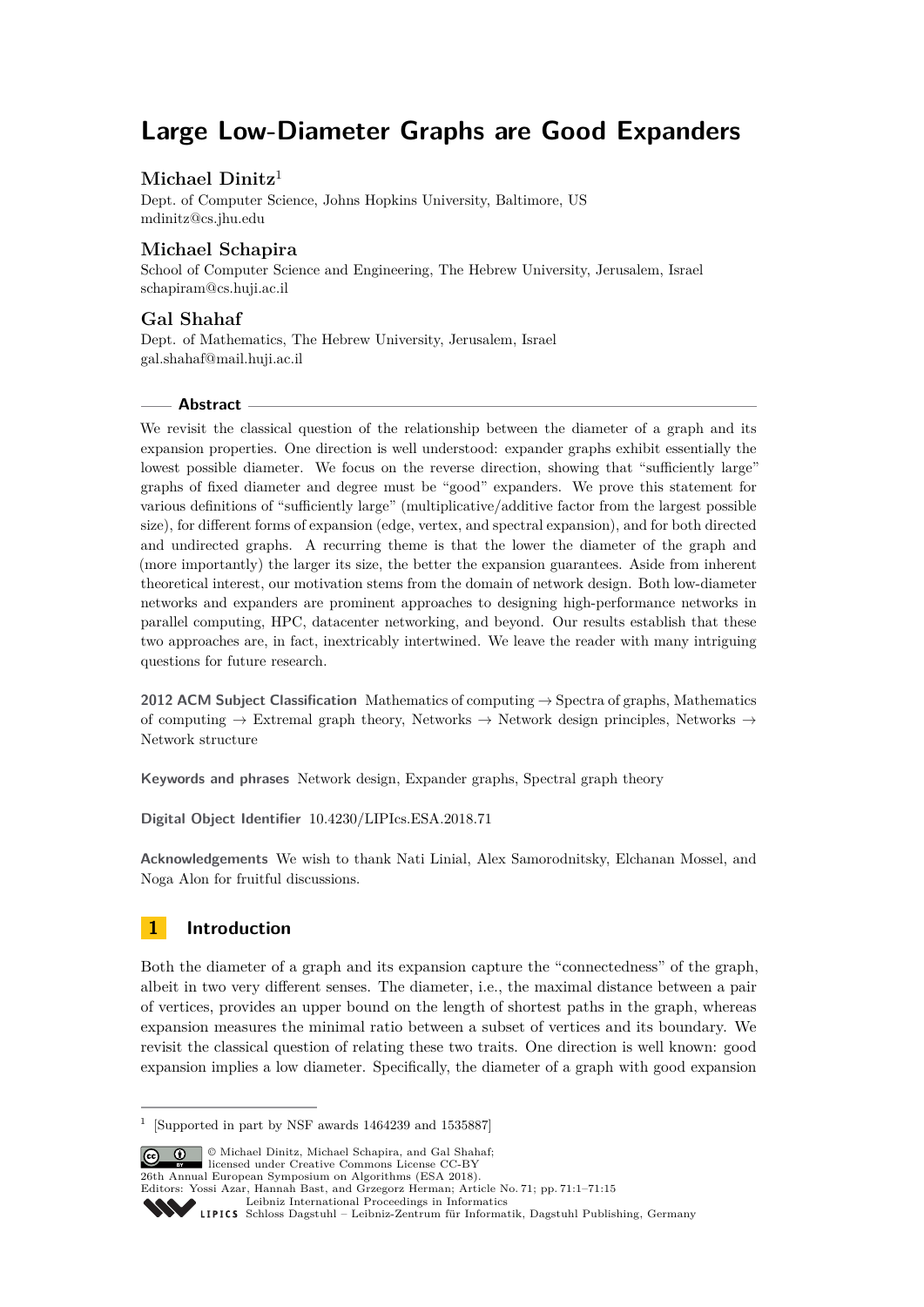# Large Low-Diameter Graphs are Good Expanders

**Michael Dinitz**[1]

Dept. of Computer Science, Johns Hopkins University, Baltimore, US
mdinitz@cs.jhu.edu

**Michael Schapira**

School of Computer Science and Engineering, The Hebrew University, Jerusalem, Israel
schapiram@cs.huji.ac.il

**Gal Shahaf**

Dept. of Mathematics, The Hebrew University, Jerusalem, Israel
gal.shahaf@mail.huji.ac.il

## Abstract

We revisit the classical question of the relationship between the diameter of a graph and its expansion properties. One direction is well understood: expander graphs exhibit essentially the lowest possible diameter. We focus on the reverse direction, showing that "sufficiently large" graphs of fixed diameter and degree must be "good" expanders. We prove this statement for various definitions of "sufficiently large" (multiplicative/additive factor from the largest possible size), for different forms of expansion (edge, vertex, and spectral expansion), and for both directed and undirected graphs. A recurring theme is that the lower the diameter of the graph and (more importantly) the larger its size, the better the expansion guarantees. Aside from inherent theoretical interest, our motivation stems from the domain of network design. Both low-diameter networks and expanders are prominent approaches to designing high-performance networks in parallel computing, HPC, datacenter networking, and beyond. Our results establish that these two approaches are, in fact, inextricably intertwined. We leave the reader with many intriguing questions for future research.

**2012 ACM Subject Classification** Mathematics of computing → Spectra of graphs, Mathematics of computing → Extremal graph theory, Networks → Network design principles, Networks → Network structure

**Keywords and phrases** Network design, Expander graphs, Spectral graph theory

**Digital Object Identifier** 10.4230/LIPIcs.ESA.2018.71

**Acknowledgements** We wish to thank Nati Linial, Alex Samorodnitsky, Elchanan Mossel, and Noga Alon for fruitful discussions.

## 1 Introduction

Both the diameter of a graph and its expansion capture the "connectedness" of the graph, albeit in two very different senses. The diameter, i.e., the maximal distance between a pair of vertices, provides an upper bound on the length of shortest paths in the graph, whereas expansion measures the minimal ratio between a subset of vertices and its boundary. We revisit the classical question of relating these two traits. One direction is well known: good expansion implies a low diameter. Specifically, the diameter of a graph with good expansion

[1] [Supported in part by NSF awards 1464239 and 1535887]

© Michael Dinitz, Michael Schapira, and Gal Shahaf;
licensed under Creative Commons License CC-BY
26th Annual European Symposium on Algorithms (ESA 2018).
Editors: Yossi Azar, Hannah Bast, and Grzegorz Herman; Article No. 71; pp. 71:1–71:15
Leibniz International Proceedings in Informatics
Schloss Dagstuhl – Leibniz-Zentrum für Informatik, Dagstuhl Publishing, Germany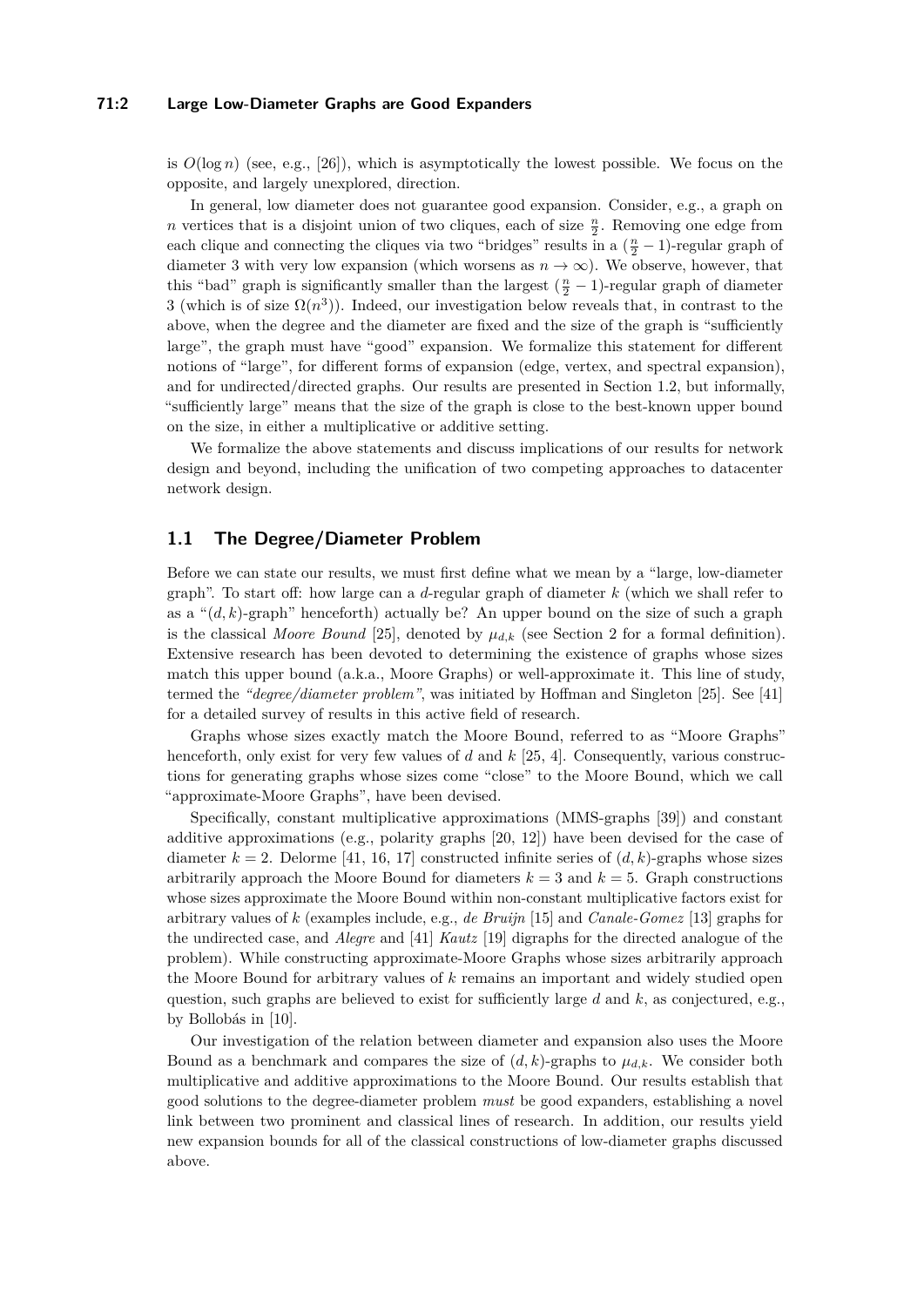is $O(\log n)$ (see, e.g., [26]), which is asymptotically the lowest possible. We focus on the opposite, and largely unexplored, direction.

In general, low diameter does not guarantee good expansion. Consider, e.g., a graph on $n$ vertices that is a disjoint union of two cliques, each of size $\frac{n}{2}$. Removing one edge from each clique and connecting the cliques via two "bridges" results in a $(\frac{n}{2}-1)$-regular graph of diameter 3 with very low expansion (which worsens as $n \to \infty$). We observe, however, that this "bad" graph is significantly smaller than the largest $(\frac{n}{2}-1)$-regular graph of diameter 3 (which is of size $\Omega(n^3)$). Indeed, our investigation below reveals that, in contrast to the above, when the degree and the diameter are fixed and the size of the graph is "sufficiently large", the graph must have "good" expansion. We formalize this statement for different notions of "large", for different forms of expansion (edge, vertex, and spectral expansion), and for undirected/directed graphs. Our results are presented in Section 1.2, but informally, "sufficiently large" means that the size of the graph is close to the best-known upper bound on the size, in either a multiplicative or additive setting.

We formalize the above statements and discuss implications of our results for network design and beyond, including the unification of two competing approaches to datacenter network design.

## 1.1 The Degree/Diameter Problem

Before we can state our results, we must first define what we mean by a "large, low-diameter graph". To start off: how large can a $d$-regular graph of diameter $k$ (which we shall refer to as a "$(d,k)$-graph" henceforth) actually be? An upper bound on the size of such a graph is the classical *Moore Bound* [25], denoted by $\mu_{d,k}$ (see Section 2 for a formal definition). Extensive research has been devoted to determining the existence of graphs whose sizes match this upper bound (a.k.a., Moore Graphs) or well-approximate it. This line of study, termed the *"degree/diameter problem"*, was initiated by Hoffman and Singleton [25]. See [41] for a detailed survey of results in this active field of research.

Graphs whose sizes exactly match the Moore Bound, referred to as "Moore Graphs" henceforth, only exist for very few values of $d$ and $k$ [25, 4]. Consequently, various constructions for generating graphs whose sizes come "close" to the Moore Bound, which we call "approximate-Moore Graphs", have been devised.

Specifically, constant multiplicative approximations (MMS-graphs [39]) and constant additive approximations (e.g., polarity graphs [20, 12]) have been devised for the case of diameter $k=2$. Delorme [41, 16, 17] constructed infinite series of $(d,k)$-graphs whose sizes arbitrarily approach the Moore Bound for diameters $k=3$ and $k=5$. Graph constructions whose sizes approximate the Moore Bound within non-constant multiplicative factors exist for arbitrary values of $k$ (examples include, e.g., *de Bruijn* [15] and *Canale-Gomez* [13] graphs for the undirected case, and *Alegre* and [41] *Kautz* [19] digraphs for the directed analogue of the problem). While constructing approximate-Moore Graphs whose sizes arbitrarily approach the Moore Bound for arbitrary values of $k$ remains an important and widely studied open question, such graphs are believed to exist for sufficiently large $d$ and $k$, as conjectured, e.g., by Bollobás in [10].

Our investigation of the relation between diameter and expansion also uses the Moore Bound as a benchmark and compares the size of $(d,k)$-graphs to $\mu_{d,k}$. We consider both multiplicative and additive approximations to the Moore Bound. Our results establish that good solutions to the degree-diameter problem *must* be good expanders, establishing a novel link between two prominent and classical lines of research. In addition, our results yield new expansion bounds for all of the classical constructions of low-diameter graphs discussed above.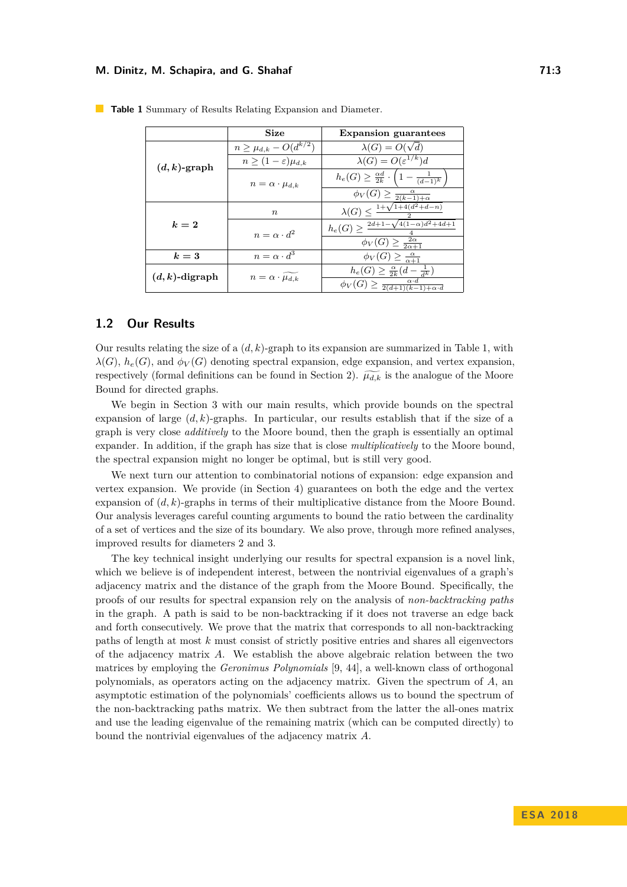**Table 1** Summary of Results Relating Expansion and Diameter.

| | Size | Expansion guarantees |
|---|---|---|
| **$(d,k)$-graph** | $n \geq \mu_{d,k} - O(d^{k/2})$ | $\lambda(G) = O(\sqrt{d})$ |
| | $n \geq (1-\varepsilon)\mu_{d,k}$ | $\lambda(G) = O(\varepsilon^{1/k})d$ |
| | $n = \alpha \cdot \mu_{d,k}$ | $h_e(G) \geq \frac{\alpha d}{2k} \cdot \left(1 - \frac{1}{(d-1)^k}\right)$ |
| | | $\phi_V(G) \geq \frac{\alpha}{2(k-1)+\alpha}$ |
| **$k=2$** | $n$ | $\lambda(G) \leq \frac{1+\sqrt{1+4(d^2+d-n)}}{2}$ |
| | $n = \alpha \cdot d^2$ | $h_e(G) \geq \frac{2d+1-\sqrt{4(1-\alpha)d^2+4d+1}}{4}$ |
| | | $\phi_V(G) \geq \frac{2\alpha}{2\alpha+1}$ |
| **$k=3$** | $n = \alpha \cdot d^3$ | $\phi_V(G) \geq \frac{\alpha}{\alpha+1}$ |
| **$(d,k)$-digraph** | $n = \alpha \cdot \widetilde{\mu_{d,k}}$ | $h_e(G) \geq \frac{\alpha}{2k}(d - \frac{1}{d^k})$ |
| | | $\phi_V(G) \geq \frac{\alpha \cdot d}{2(d+1)(k-1)+\alpha \cdot d}$ |

## 1.2 Our Results

Our results relating the size of a $(d,k)$-graph to its expansion are summarized in Table 1, with $\lambda(G)$, $h_e(G)$, and $\phi_V(G)$ denoting spectral expansion, edge expansion, and vertex expansion, respectively (formal definitions can be found in Section 2). $\widetilde{\mu_{d,k}}$ is the analogue of the Moore Bound for directed graphs.

We begin in Section 3 with our main results, which provide bounds on the spectral expansion of large $(d,k)$-graphs. In particular, our results establish that if the size of a graph is very close *additively* to the Moore bound, then the graph is essentially an optimal expander. In addition, if the graph has size that is close *multiplicatively* to the Moore bound, the spectral expansion might no longer be optimal, but is still very good.

We next turn our attention to combinatorial notions of expansion: edge expansion and vertex expansion. We provide (in Section 4) guarantees on both the edge and the vertex expansion of $(d,k)$-graphs in terms of their multiplicative distance from the Moore Bound. Our analysis leverages careful counting arguments to bound the ratio between the cardinality of a set of vertices and the size of its boundary. We also prove, through more refined analyses, improved results for diameters 2 and 3.

The key technical insight underlying our results for spectral expansion is a novel link, which we believe is of independent interest, between the nontrivial eigenvalues of a graph's adjacency matrix and the distance of the graph from the Moore Bound. Specifically, the proofs of our results for spectral expansion rely on the analysis of *non-backtracking paths* in the graph. A path is said to be non-backtracking if it does not traverse an edge back and forth consecutively. We prove that the matrix that corresponds to all non-backtracking paths of length at most $k$ must consist of strictly positive entries and shares all eigenvectors of the adjacency matrix $A$. We establish the above algebraic relation between the two matrices by employing the *Geronimus Polynomials* [9, 44], a well-known class of orthogonal polynomials, as operators acting on the adjacency matrix. Given the spectrum of $A$, an asymptotic estimation of the polynomials' coefficients allows us to bound the spectrum of the non-backtracking paths matrix. We then subtract from the latter the all-ones matrix and use the leading eigenvalue of the remaining matrix (which can be computed directly) to bound the nontrivial eigenvalues of the adjacency matrix $A$.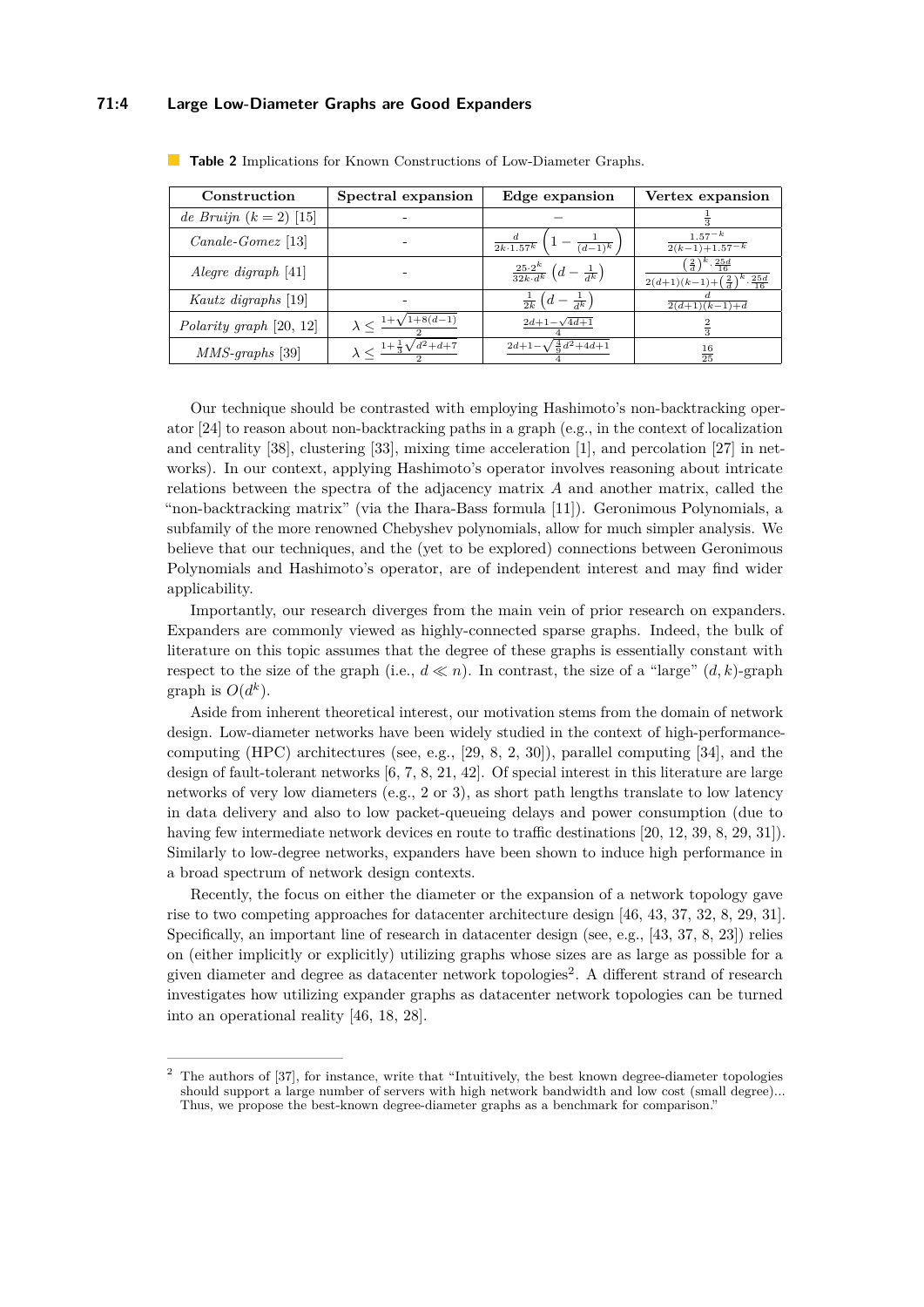**Table 2** Implications for Known Constructions of Low-Diameter Graphs.

| Construction | Spectral expansion | Edge expansion | Vertex expansion |
|---|---|---|---|
| *de Bruijn* ($k = 2$) [15] | - | – | $\frac{1}{3}$ |
| *Canale-Gomez* [13] | - | $\frac{d}{2k \cdot 1.57^k}\left(1 - \frac{1}{(d-1)^k}\right)$ | $\frac{1.57^{-k}}{2(k-1)+1.57^{-k}}$ |
| *Alegre digraph* [41] | - | $\frac{25 \cdot 2^k}{32k \cdot d^k}\left(d - \frac{1}{d^k}\right)$ | $\frac{\left(\frac{2}{d}\right)^k \cdot \frac{25d}{16}}{2(d+1)(k-1)+\left(\frac{2}{d}\right)^k \cdot \frac{25d}{16}}$ |
| *Kautz digraphs* [19] | - | $\frac{1}{2k}\left(d - \frac{1}{d^k}\right)$ | $\frac{d}{2(d+1)(k-1)+d}$ |
| *Polarity graph* [20, 12] | $\lambda \leq \frac{1+\sqrt{1+8(d-1)}}{2}$ | $\frac{2d+1-\sqrt{4d+1}}{4}$ | $\frac{2}{3}$ |
| *MMS-graphs* [39] | $\lambda \leq \frac{1+\frac{1}{3}\sqrt{d^2+d+7}}{2}$ | $\frac{2d+1-\sqrt{\frac{4}{9}d^2+4d+1}}{4}$ | $\frac{16}{25}$ |

Our technique should be contrasted with employing Hashimoto's non-backtracking operator [24] to reason about non-backtracking paths in a graph (e.g., in the context of localization and centrality [38], clustering [33], mixing time acceleration [1], and percolation [27] in networks). In our context, applying Hashimoto's operator involves reasoning about intricate relations between the spectra of the adjacency matrix $A$ and another matrix, called the "non-backtracking matrix" (via the Ihara-Bass formula [11]). Geronimous Polynomials, a subfamily of the more renowned Chebyshev polynomials, allow for much simpler analysis. We believe that our techniques, and the (yet to be explored) connections between Geronimous Polynomials and Hashimoto's operator, are of independent interest and may find wider applicability.

Importantly, our research diverges from the main vein of prior research on expanders. Expanders are commonly viewed as highly-connected sparse graphs. Indeed, the bulk of literature on this topic assumes that the degree of these graphs is essentially constant with respect to the size of the graph (i.e., $d \ll n$). In contrast, the size of a "large" $(d, k)$-graph graph is $O(d^k)$.

Aside from inherent theoretical interest, our motivation stems from the domain of network design. Low-diameter networks have been widely studied in the context of high-performance-computing (HPC) architectures (see, e.g., [29, 8, 2, 30]), parallel computing [34], and the design of fault-tolerant networks [6, 7, 8, 21, 42]. Of special interest in this literature are large networks of very low diameters (e.g., 2 or 3), as short path lengths translate to low latency in data delivery and also to low packet-queueing delays and power consumption (due to having few intermediate network devices en route to traffic destinations [20, 12, 39, 8, 29, 31]). Similarly to low-degree networks, expanders have been shown to induce high performance in a broad spectrum of network design contexts.

Recently, the focus on either the diameter or the expansion of a network topology gave rise to two competing approaches for datacenter architecture design [46, 43, 37, 32, 8, 29, 31]. Specifically, an important line of research in datacenter design (see, e.g., [43, 37, 8, 23]) relies on (either implicitly or explicitly) utilizing graphs whose sizes are as large as possible for a given diameter and degree as datacenter network topologies[2]. A different strand of research investigates how utilizing expander graphs as datacenter network topologies can be turned into an operational reality [46, 18, 28].

---

[2] The authors of [37], for instance, write that "Intuitively, the best known degree-diameter topologies should support a large number of servers with high network bandwidth and low cost (small degree)... Thus, we propose the best-known degree-diameter graphs as a benchmark for comparison."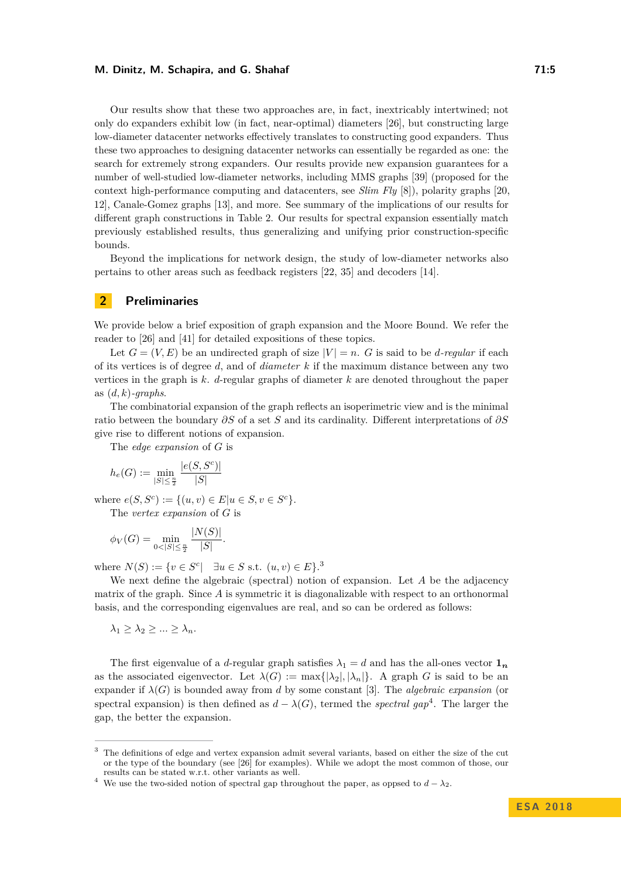Our results show that these two approaches are, in fact, inextricably intertwined; not only do expanders exhibit low (in fact, near-optimal) diameters [26], but constructing large low-diameter datacenter networks effectively translates to constructing good expanders. Thus these two approaches to designing datacenter networks can essentially be regarded as one: the search for extremely strong expanders. Our results provide new expansion guarantees for a number of well-studied low-diameter networks, including MMS graphs [39] (proposed for the context high-performance computing and datacenters, see *Slim Fly* [8]), polarity graphs [20, 12], Canale-Gomez graphs [13], and more. See summary of the implications of our results for different graph constructions in Table 2. Our results for spectral expansion essentially match previously established results, thus generalizing and unifying prior construction-specific bounds.

Beyond the implications for network design, the study of low-diameter networks also pertains to other areas such as feedback registers [22, 35] and decoders [14].

## 2 Preliminaries

We provide below a brief exposition of graph expansion and the Moore Bound. We refer the reader to [26] and [41] for detailed expositions of these topics.

Let $G = (V, E)$ be an undirected graph of size $|V| = n$. $G$ is said to be *$d$-regular* if each of its vertices is of degree $d$, and of *diameter* $k$ if the maximum distance between any two vertices in the graph is $k$. $d$-regular graphs of diameter $k$ are denoted throughout the paper as *$(d, k)$-graphs*.

The combinatorial expansion of the graph reflects an isoperimetric view and is the minimal ratio between the boundary $\partial S$ of a set $S$ and its cardinality. Different interpretations of $\partial S$ give rise to different notions of expansion.

The *edge expansion* of $G$ is

$$h_e(G) := \min_{|S| \leq \frac{n}{2}} \frac{|e(S, S^c)|}{|S|}$$

where $e(S, S^c) := \{(u, v) \in E | u \in S, v \in S^c\}$.

The *vertex expansion* of $G$ is

$$\phi_V(G) = \min_{0 < |S| \leq \frac{n}{2}} \frac{|N(S)|}{|S|}.$$

where $N(S) := \{v \in S^c | \quad \exists u \in S \text{ s.t. } (u, v) \in E\}$.[3]

We next define the algebraic (spectral) notion of expansion. Let $A$ be the adjacency matrix of the graph. Since $A$ is symmetric it is diagonalizable with respect to an orthonormal basis, and the corresponding eigenvalues are real, and so can be ordered as follows:

$$\lambda_1 \geq \lambda_2 \geq ... \geq \lambda_n.$$

The first eigenvalue of a $d$-regular graph satisfies $\lambda_1 = d$ and has the all-ones vector $\mathbf{1_n}$ as the associated eigenvector. Let $\lambda(G) := \max\{|\lambda_2|, |\lambda_n|\}$. A graph $G$ is said to be an expander if $\lambda(G)$ is bounded away from $d$ by some constant [3]. The *algebraic expansion* (or spectral expansion) is then defined as $d - \lambda(G)$, termed the *spectral gap*[4]. The larger the gap, the better the expansion.

---

[3] The definitions of edge and vertex expansion admit several variants, based on either the size of the cut or the type of the boundary (see [26] for examples). While we adopt the most common of those, our results can be stated w.r.t. other variants as well.

[4] We use the two-sided notion of spectral gap throughout the paper, as oppsed to $d - \lambda_2$.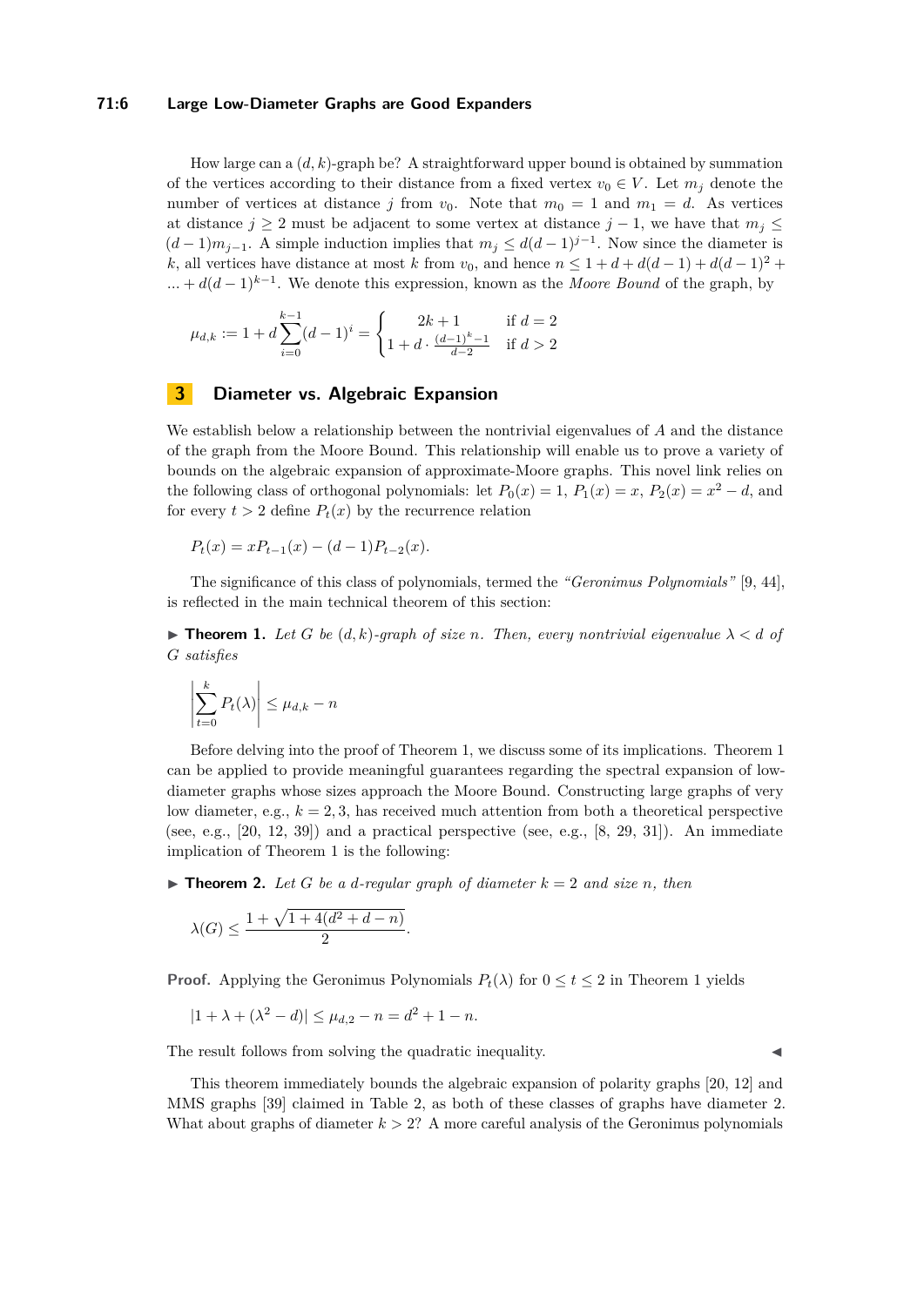How large can a $(d,k)$-graph be? A straightforward upper bound is obtained by summation of the vertices according to their distance from a fixed vertex $v_0 \in V$. Let $m_j$ denote the number of vertices at distance $j$ from $v_0$. Note that $m_0 = 1$ and $m_1 = d$. As vertices at distance $j \geq 2$ must be adjacent to some vertex at distance $j-1$, we have that $m_j \leq (d-1)m_{j-1}$. A simple induction implies that $m_j \leq d(d-1)^{j-1}$. Now since the diameter is $k$, all vertices have distance at most $k$ from $v_0$, and hence $n \leq 1 + d + d(d-1) + d(d-1)^2 + \ldots + d(d-1)^{k-1}$. We denote this expression, known as the *Moore Bound* of the graph, by

$$\mu_{d,k} := 1 + d\sum_{i=0}^{k-1}(d-1)^i = \begin{cases} 2k+1 & \text{if } d = 2 \\ 1 + d \cdot \frac{(d-1)^k - 1}{d-2} & \text{if } d > 2 \end{cases}$$

## 3 Diameter vs. Algebraic Expansion

We establish below a relationship between the nontrivial eigenvalues of $A$ and the distance of the graph from the Moore Bound. This relationship will enable us to prove a variety of bounds on the algebraic expansion of approximate-Moore graphs. This novel link relies on the following class of orthogonal polynomials: let $P_0(x) = 1$, $P_1(x) = x$, $P_2(x) = x^2 - d$, and for every $t > 2$ define $P_t(x)$ by the recurrence relation

$$P_t(x) = xP_{t-1}(x) - (d-1)P_{t-2}(x).$$

The significance of this class of polynomials, termed the *"Geronimus Polynomials"* [9, 44], is reflected in the main technical theorem of this section:

▶ **Theorem 1.** *Let $G$ be $(d,k)$-graph of size $n$. Then, every nontrivial eigenvalue $\lambda < d$ of $G$ satisfies*

$$\left|\sum_{t=0}^{k} P_t(\lambda)\right| \leq \mu_{d,k} - n$$

Before delving into the proof of Theorem 1, we discuss some of its implications. Theorem 1 can be applied to provide meaningful guarantees regarding the spectral expansion of low-diameter graphs whose sizes approach the Moore Bound. Constructing large graphs of very low diameter, e.g., $k = 2, 3$, has received much attention from both a theoretical perspective (see, e.g., [20, 12, 39]) and a practical perspective (see, e.g., [8, 29, 31]). An immediate implication of Theorem 1 is the following:

▶ **Theorem 2.** *Let $G$ be a $d$-regular graph of diameter $k = 2$ and size $n$, then*

$$\lambda(G) \leq \frac{1 + \sqrt{1 + 4(d^2 + d - n)}}{2}.$$

**Proof.** Applying the Geronimus Polynomials $P_t(\lambda)$ for $0 \leq t \leq 2$ in Theorem 1 yields

$$|1 + \lambda + (\lambda^2 - d)| \leq \mu_{d,2} - n = d^2 + 1 - n.$$

The result follows from solving the quadratic inequality. ◀

This theorem immediately bounds the algebraic expansion of polarity graphs [20, 12] and MMS graphs [39] claimed in Table 2, as both of these classes of graphs have diameter 2. What about graphs of diameter $k > 2$? A more careful analysis of the Geronimus polynomials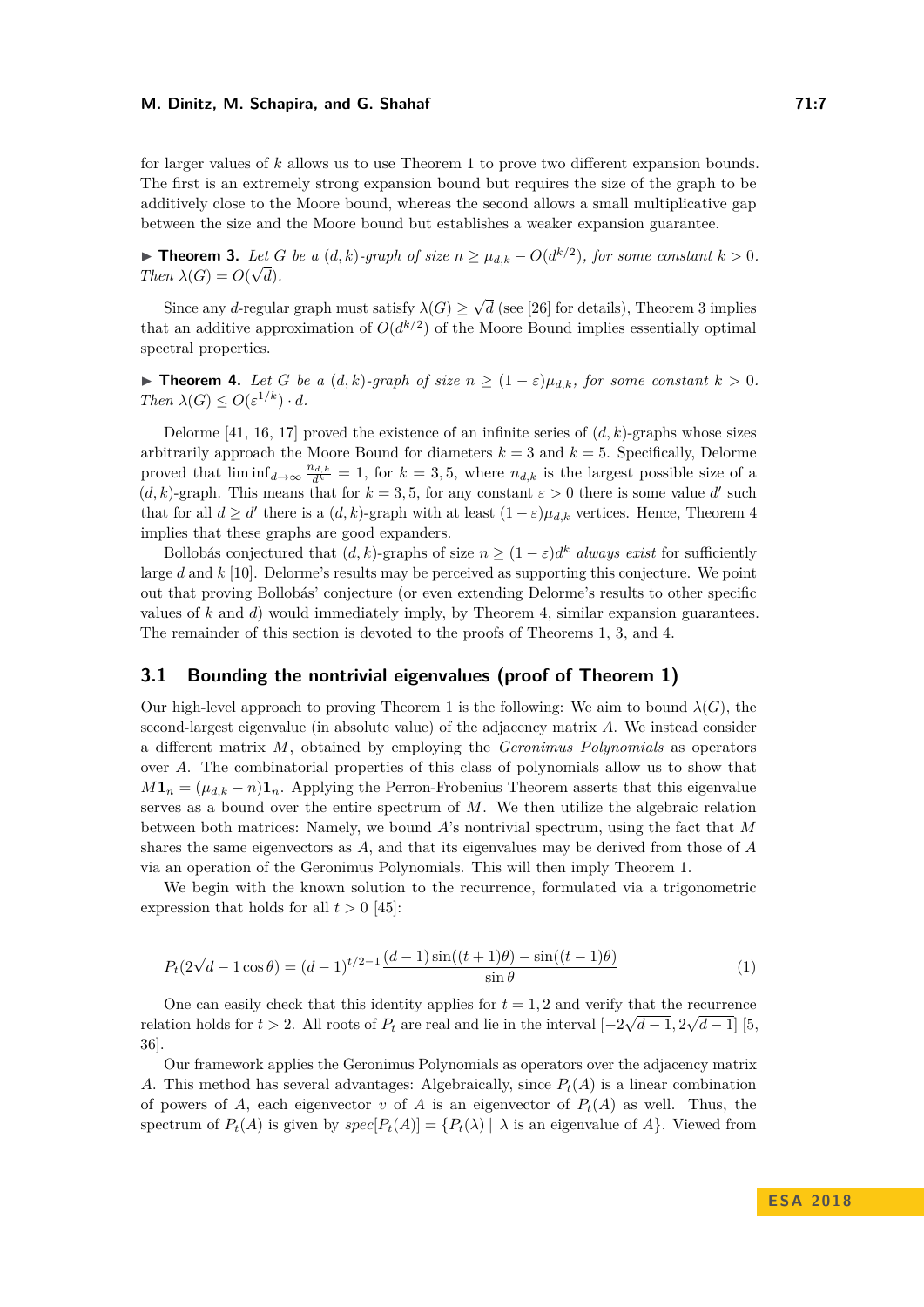for larger values of $k$ allows us to use Theorem 1 to prove two different expansion bounds. The first is an extremely strong expansion bound but requires the size of the graph to be additively close to the Moore bound, whereas the second allows a small multiplicative gap between the size and the Moore bound but establishes a weaker expansion guarantee.

▶ **Theorem 3.** *Let $G$ be a $(d,k)$-graph of size $n \geq \mu_{d,k} - O(d^{k/2})$, for some constant $k > 0$. Then $\lambda(G) = O(\sqrt{d})$.*

Since any $d$-regular graph must satisfy $\lambda(G) \geq \sqrt{d}$ (see [26] for details), Theorem 3 implies that an additive approximation of $O(d^{k/2})$ of the Moore Bound implies essentially optimal spectral properties.

▶ **Theorem 4.** *Let $G$ be a $(d,k)$-graph of size $n \geq (1-\varepsilon)\mu_{d,k}$, for some constant $k > 0$. Then $\lambda(G) \leq O(\varepsilon^{1/k}) \cdot d$.*

Delorme [41, 16, 17] proved the existence of an infinite series of $(d,k)$-graphs whose sizes arbitrarily approach the Moore Bound for diameters $k = 3$ and $k = 5$. Specifically, Delorme proved that $\liminf_{d\to\infty} \frac{n_{d,k}}{d^k} = 1$, for $k = 3, 5$, where $n_{d,k}$ is the largest possible size of a $(d,k)$-graph. This means that for $k = 3, 5$, for any constant $\varepsilon > 0$ there is some value $d'$ such that for all $d \geq d'$ there is a $(d,k)$-graph with at least $(1-\varepsilon)\mu_{d,k}$ vertices. Hence, Theorem 4 implies that these graphs are good expanders.

Bollobás conjectured that $(d,k)$-graphs of size $n \geq (1-\varepsilon)d^k$ *always exist* for sufficiently large $d$ and $k$ [10]. Delorme's results may be perceived as supporting this conjecture. We point out that proving Bollobás' conjecture (or even extending Delorme's results to other specific values of $k$ and $d$) would immediately imply, by Theorem 4, similar expansion guarantees. The remainder of this section is devoted to the proofs of Theorems 1, 3, and 4.

## 3.1 Bounding the nontrivial eigenvalues (proof of Theorem 1)

Our high-level approach to proving Theorem 1 is the following: We aim to bound $\lambda(G)$, the second-largest eigenvalue (in absolute value) of the adjacency matrix $A$. We instead consider a different matrix $M$, obtained by employing the *Geronimus Polynomials* as operators over $A$. The combinatorial properties of this class of polynomials allow us to show that $M\mathbf{1}_n = (\mu_{d,k} - n)\mathbf{1}_n$. Applying the Perron-Frobenius Theorem asserts that this eigenvalue serves as a bound over the entire spectrum of $M$. We then utilize the algebraic relation between both matrices: Namely, we bound $A$'s nontrivial spectrum, using the fact that $M$ shares the same eigenvectors as $A$, and that its eigenvalues may be derived from those of $A$ via an operation of the Geronimus Polynomials. This will then imply Theorem 1.

We begin with the known solution to the recurrence, formulated via a trigonometric expression that holds for all $t > 0$ [45]:

$$P_t(2\sqrt{d-1}\cos\theta) = (d-1)^{t/2-1}\frac{(d-1)\sin((t+1)\theta) - \sin((t-1)\theta)}{\sin\theta} \tag{1}$$

One can easily check that this identity applies for $t = 1, 2$ and verify that the recurrence relation holds for $t > 2$. All roots of $P_t$ are real and lie in the interval $[-2\sqrt{d-1}, 2\sqrt{d-1}]$ [5, 36].

Our framework applies the Geronimus Polynomials as operators over the adjacency matrix $A$. This method has several advantages: Algebraically, since $P_t(A)$ is a linear combination of powers of $A$, each eigenvector $v$ of $A$ is an eigenvector of $P_t(A)$ as well. Thus, the spectrum of $P_t(A)$ is given by $spec[P_t(A)] = \{P_t(\lambda) \mid \lambda \text{ is an eigenvalue of } A\}$. Viewed from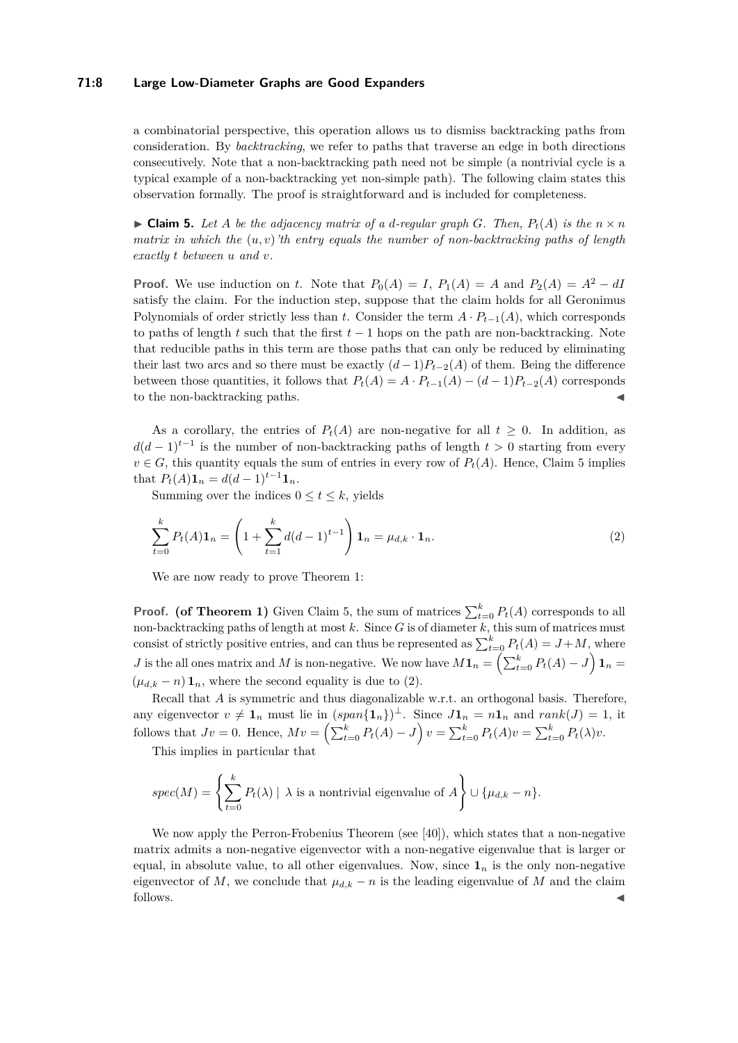a combinatorial perspective, this operation allows us to dismiss backtracking paths from consideration. By *backtracking*, we refer to paths that traverse an edge in both directions consecutively. Note that a non-backtracking path need not be simple (a nontrivial cycle is a typical example of a non-backtracking yet non-simple path). The following claim states this observation formally. The proof is straightforward and is included for completeness.

▶ **Claim 5.** *Let $A$ be the adjacency matrix of a $d$-regular graph $G$. Then, $P_t(A)$ is the $n \times n$ matrix in which the $(u, v)$'th entry equals the number of non-backtracking paths of length exactly $t$ between $u$ and $v$.*

**Proof.** We use induction on $t$. Note that $P_0(A) = I$, $P_1(A) = A$ and $P_2(A) = A^2 - dI$ satisfy the claim. For the induction step, suppose that the claim holds for all Geronimus Polynomials of order strictly less than $t$. Consider the term $A \cdot P_{t-1}(A)$, which corresponds to paths of length $t$ such that the first $t-1$ hops on the path are non-backtracking. Note that reducible paths in this term are those paths that can only be reduced by eliminating their last two arcs and so there must be exactly $(d-1)P_{t-2}(A)$ of them. Being the difference between those quantities, it follows that $P_t(A) = A \cdot P_{t-1}(A) - (d-1)P_{t-2}(A)$ corresponds to the non-backtracking paths. ◀

As a corollary, the entries of $P_t(A)$ are non-negative for all $t \geq 0$. In addition, as $d(d-1)^{t-1}$ is the number of non-backtracking paths of length $t > 0$ starting from every $v \in G$, this quantity equals the sum of entries in every row of $P_t(A)$. Hence, Claim 5 implies that $P_t(A)\mathbf{1}_n = d(d-1)^{t-1}\mathbf{1}_n$.

Summing over the indices $0 \leq t \leq k$, yields

$$\sum_{t=0}^{k} P_t(A)\mathbf{1}_n = \left(1 + \sum_{t=1}^{k} d(d-1)^{t-1}\right)\mathbf{1}_n = \mu_{d,k} \cdot \mathbf{1}_n. \tag{2}$$

We are now ready to prove Theorem 1:

**Proof. (of Theorem 1)** Given Claim 5, the sum of matrices $\sum_{t=0}^{k} P_t(A)$ corresponds to all non-backtracking paths of length at most $k$. Since $G$ is of diameter $k$, this sum of matrices must consist of strictly positive entries, and can thus be represented as $\sum_{t=0}^{k} P_t(A) = J + M$, where $J$ is the all ones matrix and $M$ is non-negative. We now have $M\mathbf{1}_n = \left(\sum_{t=0}^{k} P_t(A) - J\right)\mathbf{1}_n = (\mu_{d,k} - n)\,\mathbf{1}_n$, where the second equality is due to (2).

Recall that $A$ is symmetric and thus diagonalizable w.r.t. an orthogonal basis. Therefore, any eigenvector $v \neq \mathbf{1}_n$ must lie in $(span\{\mathbf{1}_n\})^{\perp}$. Since $J\mathbf{1}_n = n\mathbf{1}_n$ and $rank(J) = 1$, it follows that $Jv = 0$. Hence, $Mv = \left(\sum_{t=0}^{k} P_t(A) - J\right)v = \sum_{t=0}^{k} P_t(A)v = \sum_{t=0}^{k} P_t(\lambda)v$.

This implies in particular that

$$spec(M) = \left\{\sum_{t=0}^{k} P_t(\lambda) \mid \lambda \text{ is a nontrivial eigenvalue of } A\right\} \cup \{\mu_{d,k} - n\}.$$

We now apply the Perron-Frobenius Theorem (see [40]), which states that a non-negative matrix admits a non-negative eigenvector with a non-negative eigenvalue that is larger or equal, in absolute value, to all other eigenvalues. Now, since $\mathbf{1}_n$ is the only non-negative eigenvector of $M$, we conclude that $\mu_{d,k} - n$ is the leading eigenvalue of $M$ and the claim follows. ◀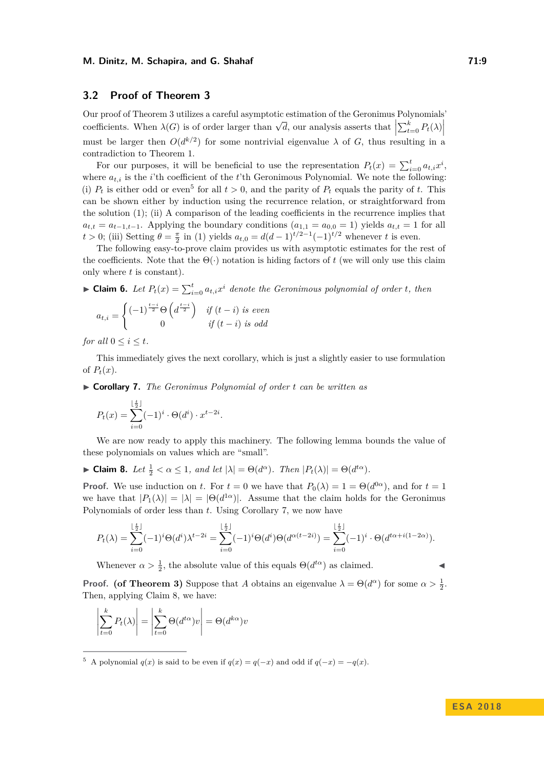## 3.2 Proof of Theorem 3

Our proof of Theorem 3 utilizes a careful asymptotic estimation of the Geronimus Polynomials' coefficients. When $\lambda(G)$ is of order larger than $\sqrt{d}$, our analysis asserts that $\left|\sum_{t=0}^{k} P_t(\lambda)\right|$ must be larger then $O(d^{k/2})$ for some nontrivial eigenvalue $\lambda$ of $G$, thus resulting in a contradiction to Theorem 1.

For our purposes, it will be beneficial to use the representation $P_t(x) = \sum_{i=0}^{t} a_{t,i} x^i$, where $a_{t,i}$ is the $i$'th coefficient of the $t$'th Geronimous Polynomial. We note the following: (i) $P_t$ is either odd or even[5] for all $t > 0$, and the parity of $P_t$ equals the parity of $t$. This can be shown either by induction using the recurrence relation, or straightforward from the solution (1); (ii) A comparison of the leading coefficients in the recurrence implies that $a_{t,t} = a_{t-1,t-1}$. Applying the boundary conditions ($a_{1,1} = a_{0,0} = 1$) yields $a_{t,t} = 1$ for all $t > 0$; (iii) Setting $\theta = \frac{\pi}{2}$ in (1) yields $a_{t,0} = d(d-1)^{t/2-1}(-1)^{t/2}$ whenever $t$ is even.

The following easy-to-prove claim provides us with asymptotic estimates for the rest of the coefficients. Note that the $\Theta(\cdot)$ notation is hiding factors of $t$ (we will only use this claim only where $t$ is constant).

▶ **Claim 6.** *Let $P_t(x) = \sum_{i=0}^{t} a_{t,i} x^i$ denote the Geronimous polynomial of order $t$, then*

$$a_{t,i} = \begin{cases} (-1)^{\frac{t-i}{2}} \Theta\left(d^{\frac{t-i}{2}}\right) & \text{if } (t-i) \text{ is even} \\ 0 & \text{if } (t-i) \text{ is odd} \end{cases}$$

*for all $0 \le i \le t$.*

This immediately gives the next corollary, which is just a slightly easier to use formulation of $P_t(x)$.

▶ **Corollary 7.** *The Geronimus Polynomial of order $t$ can be written as*

$$P_t(x) = \sum_{i=0}^{\lfloor \frac{t}{2} \rfloor} (-1)^i \cdot \Theta(d^i) \cdot x^{t-2i}.$$

We are now ready to apply this machinery. The following lemma bounds the value of these polynomials on values which are "small".

▶ **Claim 8.** *Let $\frac{1}{2} < \alpha \le 1$, and let $|\lambda| = \Theta(d^{\alpha})$. Then $|P_t(\lambda)| = \Theta(d^{t\alpha})$.*

**Proof.** We use induction on $t$. For $t = 0$ we have that $P_0(\lambda) = 1 = \Theta(d^{0\alpha})$, and for $t = 1$ we have that $|P_1(\lambda)| = |\lambda| = |\Theta(d^{1\alpha})|$. Assume that the claim holds for the Geronimus Polynomials of order less than $t$. Using Corollary 7, we now have

$$P_t(\lambda) = \sum_{i=0}^{\lfloor \frac{t}{2} \rfloor} (-1)^i \Theta(d^i) \lambda^{t-2i} = \sum_{i=0}^{\lfloor \frac{t}{2} \rfloor} (-1)^i \Theta(d^i) \Theta(d^{\alpha(t-2i)}) = \sum_{i=0}^{\lfloor \frac{t}{2} \rfloor} (-1)^i \cdot \Theta(d^{t\alpha + i(1-2\alpha)}).$$

Whenever $\alpha > \frac{1}{2}$, the absolute value of this equals $\Theta(d^{t\alpha})$ as claimed. ◀

**Proof. (of Theorem 3)** Suppose that $A$ obtains an eigenvalue $\lambda = \Theta(d^{\alpha})$ for some $\alpha > \frac{1}{2}$. Then, applying Claim 8, we have:

$$\left|\sum_{t=0}^{k} P_t(\lambda)\right| = \left|\sum_{t=0}^{k} \Theta(d^{t\alpha}) v\right| = \Theta(d^{k\alpha}) v$$

---

[5] A polynomial $q(x)$ is said to be even if $q(x) = q(-x)$ and odd if $q(-x) = -q(x)$.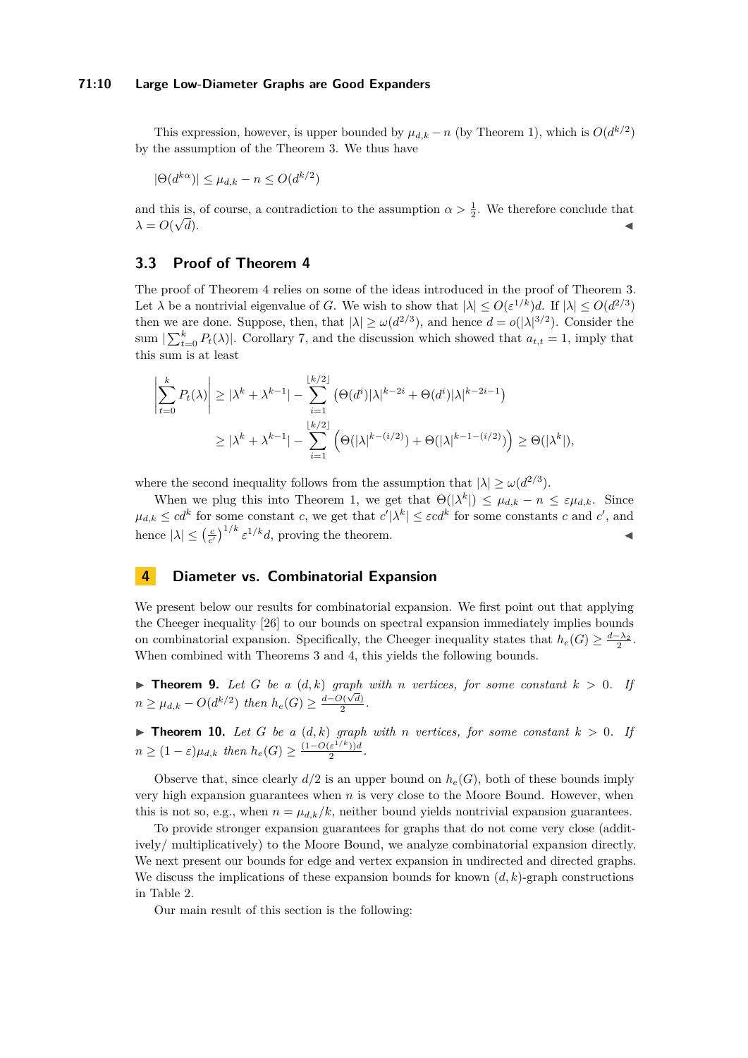This expression, however, is upper bounded by $\mu_{d,k} - n$ (by Theorem 1), which is $O(d^{k/2})$ by the assumption of the Theorem 3. We thus have

$$|\Theta(d^{k\alpha})| \leq \mu_{d,k} - n \leq O(d^{k/2})$$

and this is, of course, a contradiction to the assumption $\alpha > \frac{1}{2}$. We therefore conclude that $\lambda = O(\sqrt{d})$. ◀

## 3.3 Proof of Theorem 4

The proof of Theorem 4 relies on some of the ideas introduced in the proof of Theorem 3. Let $\lambda$ be a nontrivial eigenvalue of $G$. We wish to show that $|\lambda| \leq O(\varepsilon^{1/k})d$. If $|\lambda| \leq O(d^{2/3})$ then we are done. Suppose, then, that $|\lambda| \geq \omega(d^{2/3})$, and hence $d = o(|\lambda|^{3/2})$. Consider the sum $|\sum_{t=0}^{k} P_t(\lambda)|$. Corollary 7, and the discussion which showed that $a_{t,t} = 1$, imply that this sum is at least

$$\left|\sum_{t=0}^{k} P_t(\lambda)\right| \geq |\lambda^k + \lambda^{k-1}| - \sum_{i=1}^{\lfloor k/2 \rfloor} \left(\Theta(d^i)|\lambda|^{k-2i} + \Theta(d^i)|\lambda|^{k-2i-1}\right)$$
$$\geq |\lambda^k + \lambda^{k-1}| - \sum_{i=1}^{\lfloor k/2 \rfloor} \left(\Theta(|\lambda|^{k-(i/2)}) + \Theta(|\lambda|^{k-1-(i/2)})\right) \geq \Theta(|\lambda^k|),$$

where the second inequality follows from the assumption that $|\lambda| \geq \omega(d^{2/3})$.

When we plug this into Theorem 1, we get that $\Theta(|\lambda^k|) \leq \mu_{d,k} - n \leq \varepsilon\mu_{d,k}$. Since $\mu_{d,k} \leq cd^k$ for some constant $c$, we get that $c'|\lambda^k| \leq \varepsilon c d^k$ for some constants $c$ and $c'$, and hence $|\lambda| \leq \left(\frac{c}{c'}\right)^{1/k} \varepsilon^{1/k} d$, proving the theorem. ◀

# 4 Diameter vs. Combinatorial Expansion

We present below our results for combinatorial expansion. We first point out that applying the Cheeger inequality [26] to our bounds on spectral expansion immediately implies bounds on combinatorial expansion. Specifically, the Cheeger inequality states that $h_e(G) \geq \frac{d-\lambda_2}{2}$. When combined with Theorems 3 and 4, this yields the following bounds.

▶ **Theorem 9.** *Let $G$ be a $(d,k)$ graph with $n$ vertices, for some constant $k > 0$. If $n \geq \mu_{d,k} - O(d^{k/2})$ then $h_e(G) \geq \frac{d-O(\sqrt{d})}{2}$.*

▶ **Theorem 10.** *Let $G$ be a $(d,k)$ graph with $n$ vertices, for some constant $k > 0$. If $n \geq (1-\varepsilon)\mu_{d,k}$ then $h_e(G) \geq \frac{(1-O(\varepsilon^{1/k}))d}{2}$.*

Observe that, since clearly $d/2$ is an upper bound on $h_e(G)$, both of these bounds imply very high expansion guarantees when $n$ is very close to the Moore Bound. However, when this is not so, e.g., when $n = \mu_{d,k}/k$, neither bound yields nontrivial expansion guarantees.

To provide stronger expansion guarantees for graphs that do not come very close (additively/ multiplicatively) to the Moore Bound, we analyze combinatorial expansion directly. We next present our bounds for edge and vertex expansion in undirected and directed graphs. We discuss the implications of these expansion bounds for known $(d,k)$-graph constructions in Table 2.

Our main result of this section is the following: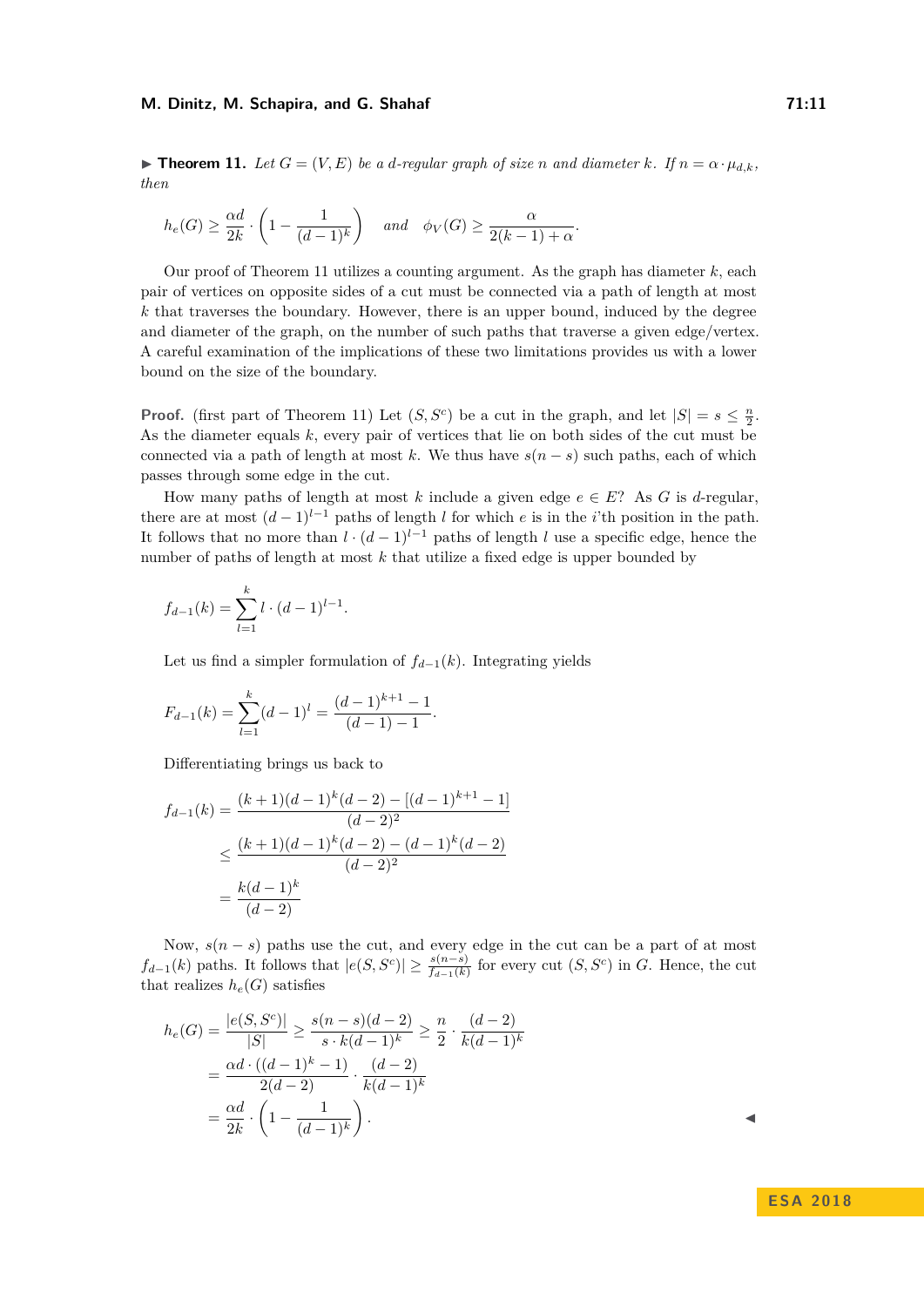▶ **Theorem 11.** *Let $G = (V, E)$ be a $d$-regular graph of size $n$ and diameter $k$. If $n = \alpha \cdot \mu_{d,k}$, then*

$$h_e(G) \geq \frac{\alpha d}{2k} \cdot \left(1 - \frac{1}{(d-1)^k}\right) \quad \text{and} \quad \phi_V(G) \geq \frac{\alpha}{2(k-1) + \alpha}.$$

Our proof of Theorem 11 utilizes a counting argument. As the graph has diameter $k$, each pair of vertices on opposite sides of a cut must be connected via a path of length at most $k$ that traverses the boundary. However, there is an upper bound, induced by the degree and diameter of the graph, on the number of such paths that traverse a given edge/vertex. A careful examination of the implications of these two limitations provides us with a lower bound on the size of the boundary.

**Proof.** (first part of Theorem 11) Let $(S, S^c)$ be a cut in the graph, and let $|S| = s \leq \frac{n}{2}$. As the diameter equals $k$, every pair of vertices that lie on both sides of the cut must be connected via a path of length at most $k$. We thus have $s(n-s)$ such paths, each of which passes through some edge in the cut.

How many paths of length at most $k$ include a given edge $e \in E$? As $G$ is $d$-regular, there are at most $(d-1)^{l-1}$ paths of length $l$ for which $e$ is in the $i$'th position in the path. It follows that no more than $l \cdot (d-1)^{l-1}$ paths of length $l$ use a specific edge, hence the number of paths of length at most $k$ that utilize a fixed edge is upper bounded by

$$f_{d-1}(k) = \sum_{l=1}^{k} l \cdot (d-1)^{l-1}.$$

Let us find a simpler formulation of $f_{d-1}(k)$. Integrating yields

$$F_{d-1}(k) = \sum_{l=1}^{k} (d-1)^l = \frac{(d-1)^{k+1} - 1}{(d-1) - 1}.$$

Differentiating brings us back to

$$\begin{aligned}
f_{d-1}(k) &= \frac{(k+1)(d-1)^k(d-2) - [(d-1)^{k+1} - 1]}{(d-2)^2} \\
&\leq \frac{(k+1)(d-1)^k(d-2) - (d-1)^k(d-2)}{(d-2)^2} \\
&= \frac{k(d-1)^k}{(d-2)}
\end{aligned}$$

Now, $s(n-s)$ paths use the cut, and every edge in the cut can be a part of at most $f_{d-1}(k)$ paths. It follows that $|e(S, S^c)| \geq \frac{s(n-s)}{f_{d-1}(k)}$ for every cut $(S, S^c)$ in $G$. Hence, the cut that realizes $h_e(G)$ satisfies

$$\begin{aligned}
h_e(G) &= \frac{|e(S, S^c)|}{|S|} \geq \frac{s(n-s)(d-2)}{s \cdot k(d-1)^k} \geq \frac{n}{2} \cdot \frac{(d-2)}{k(d-1)^k} \\
&= \frac{\alpha d \cdot ((d-1)^k - 1)}{2(d-2)} \cdot \frac{(d-2)}{k(d-1)^k} \\
&= \frac{\alpha d}{2k} \cdot \left(1 - \frac{1}{(d-1)^k}\right).
\end{aligned}$$

◀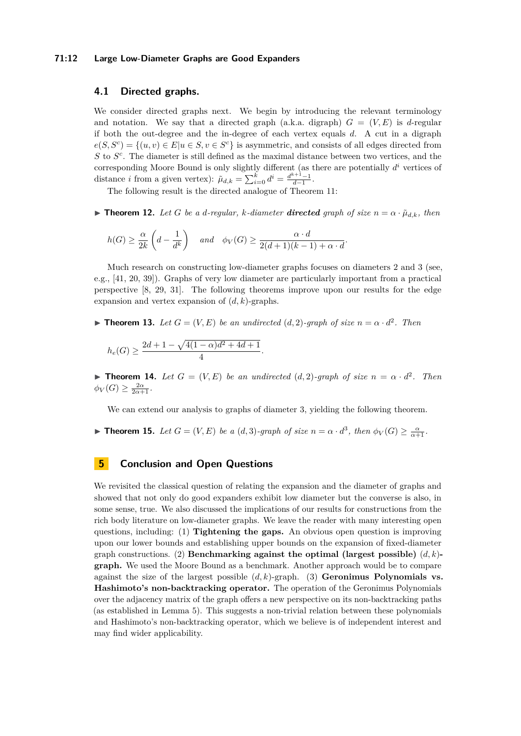## 4.1 Directed graphs.

We consider directed graphs next. We begin by introducing the relevant terminology and notation. We say that a directed graph (a.k.a. digraph) $G = (V, E)$ is $d$-regular if both the out-degree and the in-degree of each vertex equals $d$. A cut in a digraph $e(S, S^c) = \{(u, v) \in E | u \in S, v \in S^c\}$ is asymmetric, and consists of all edges directed from $S$ to $S^c$. The diameter is still defined as the maximal distance between two vertices, and the corresponding Moore Bound is only slightly different (as there are potentially $d^i$ vertices of distance $i$ from a given vertex): $\tilde{\mu}_{d,k} = \sum_{i=0}^{k} d^i = \frac{d^{k+1}-1}{d-1}$.

The following result is the directed analogue of Theorem 11:

▶ **Theorem 12.** *Let $G$ be a $d$-regular, $k$-diameter* ***directed*** *graph of size $n = \alpha \cdot \tilde{\mu}_{d,k}$, then*

$$h(G) \geq \frac{\alpha}{2k}\left(d - \frac{1}{d^k}\right) \quad \text{and} \quad \phi_V(G) \geq \frac{\alpha \cdot d}{2(d+1)(k-1) + \alpha \cdot d}.$$

Much research on constructing low-diameter graphs focuses on diameters 2 and 3 (see, e.g., [41, 20, 39]). Graphs of very low diameter are particularly important from a practical perspective [8, 29, 31]. The following theorems improve upon our results for the edge expansion and vertex expansion of $(d, k)$-graphs.

▶ **Theorem 13.** *Let $G = (V, E)$ be an undirected $(d, 2)$-graph of size $n = \alpha \cdot d^2$. Then*

$$h_e(G) \geq \frac{2d + 1 - \sqrt{4(1-\alpha)d^2 + 4d + 1}}{4}.$$

▶ **Theorem 14.** *Let $G = (V, E)$ be an undirected $(d, 2)$-graph of size $n = \alpha \cdot d^2$. Then $\phi_V(G) \geq \frac{2\alpha}{2\alpha+1}$.*

We can extend our analysis to graphs of diameter 3, yielding the following theorem.

▶ **Theorem 15.** *Let $G = (V, E)$ be a $(d, 3)$-graph of size $n = \alpha \cdot d^3$, then $\phi_V(G) \geq \frac{\alpha}{\alpha+1}$.*

# 5 Conclusion and Open Questions

We revisited the classical question of relating the expansion and the diameter of graphs and showed that not only do good expanders exhibit low diameter but the converse is also, in some sense, true. We also discussed the implications of our results for constructions from the rich body literature on low-diameter graphs. We leave the reader with many interesting open questions, including: (1) **Tightening the gaps.** An obvious open question is improving upon our lower bounds and establishing upper bounds on the expansion of fixed-diameter graph constructions. (2) **Benchmarking against the optimal (largest possible) $(d, k)$-graph.** We used the Moore Bound as a benchmark. Another approach would be to compare against the size of the largest possible $(d, k)$-graph. (3) **Geronimus Polynomials vs. Hashimoto's non-backtracking operator.** The operation of the Geronimus Polynomials over the adjacency matrix of the graph offers a new perspective on its non-backtracking paths (as established in Lemma 5). This suggests a non-trivial relation between these polynomials and Hashimoto's non-backtracking operator, which we believe is of independent interest and may find wider applicability.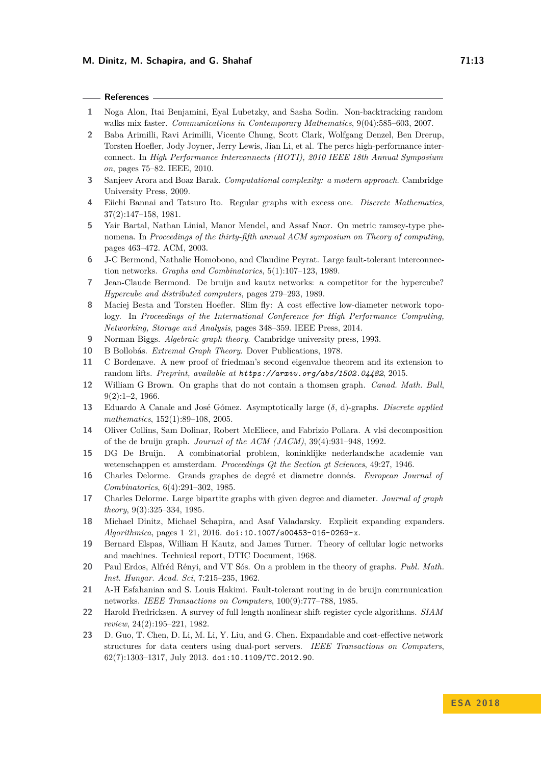## References

1. Noga Alon, Itai Benjamini, Eyal Lubetzky, and Sasha Sodin. Non-backtracking random walks mix faster. *Communications in Contemporary Mathematics*, 9(04):585–603, 2007.
2. Baba Arimilli, Ravi Arimilli, Vicente Chung, Scott Clark, Wolfgang Denzel, Ben Drerup, Torsten Hoefler, Jody Joyner, Jerry Lewis, Jian Li, et al. The percs high-performance interconnect. In *High Performance Interconnects (HOTI), 2010 IEEE 18th Annual Symposium on*, pages 75–82. IEEE, 2010.
3. Sanjeev Arora and Boaz Barak. *Computational complexity: a modern approach*. Cambridge University Press, 2009.
4. Eiichi Bannai and Tatsuro Ito. Regular graphs with excess one. *Discrete Mathematics*, 37(2):147–158, 1981.
5. Yair Bartal, Nathan Linial, Manor Mendel, and Assaf Naor. On metric ramsey-type phenomena. In *Proceedings of the thirty-fifth annual ACM symposium on Theory of computing*, pages 463–472. ACM, 2003.
6. J-C Bermond, Nathalie Homobono, and Claudine Peyrat. Large fault-tolerant interconnection networks. *Graphs and Combinatorics*, 5(1):107–123, 1989.
7. Jean-Claude Bermond. De bruijn and kautz networks: a competitor for the hypercube? *Hypercube and distributed computers*, pages 279–293, 1989.
8. Maciej Besta and Torsten Hoefler. Slim fly: A cost effective low-diameter network topology. In *Proceedings of the International Conference for High Performance Computing, Networking, Storage and Analysis*, pages 348–359. IEEE Press, 2014.
9. Norman Biggs. *Algebraic graph theory*. Cambridge university press, 1993.
10. B Bollobás. *Extremal Graph Theory*. Dover Publications, 1978.
11. C Bordenave. A new proof of friedman's second eigenvalue theorem and its extension to random lifts. *Preprint, available at https://arxiv.org/abs/1502.04482*, 2015.
12. William G Brown. On graphs that do not contain a thomsen graph. *Canad. Math. Bull*, 9(2):1–2, 1966.
13. Eduardo A Canale and José Gómez. Asymptotically large ($\delta$, d)-graphs. *Discrete applied mathematics*, 152(1):89–108, 2005.
14. Oliver Collins, Sam Dolinar, Robert McEliece, and Fabrizio Pollara. A vlsi decomposition of the de bruijn graph. *Journal of the ACM (JACM)*, 39(4):931–948, 1992.
15. DG De Bruijn. A combinatorial problem, koninklijke nederlandsche academie van wetenschappen et amsterdam. *Proceedings Qt the Section gt Sciences*, 49:27, 1946.
16. Charles Delorme. Grands graphes de degré et diametre donnés. *European Journal of Combinatorics*, 6(4):291–302, 1985.
17. Charles Delorme. Large bipartite graphs with given degree and diameter. *Journal of graph theory*, 9(3):325–334, 1985.
18. Michael Dinitz, Michael Schapira, and Asaf Valadarsky. Explicit expanding expanders. *Algorithmica*, pages 1–21, 2016. doi:10.1007/s00453-016-0269-x.
19. Bernard Elspas, William H Kautz, and James Turner. Theory of cellular logic networks and machines. Technical report, DTIC Document, 1968.
20. Paul Erdos, Alfréd Rényi, and VT Sós. On a problem in the theory of graphs. *Publ. Math. Inst. Hungar. Acad. Sci*, 7:215–235, 1962.
21. A-H Esfahanian and S. Louis Hakimi. Fault-tolerant routing in de bruijn comrnunication networks. *IEEE Transactions on Computers*, 100(9):777–788, 1985.
22. Harold Fredricksen. A survey of full length nonlinear shift register cycle algorithms. *SIAM review*, 24(2):195–221, 1982.
23. D. Guo, T. Chen, D. Li, M. Li, Y. Liu, and G. Chen. Expandable and cost-effective network structures for data centers using dual-port servers. *IEEE Transactions on Computers*, 62(7):1303–1317, July 2013. doi:10.1109/TC.2012.90.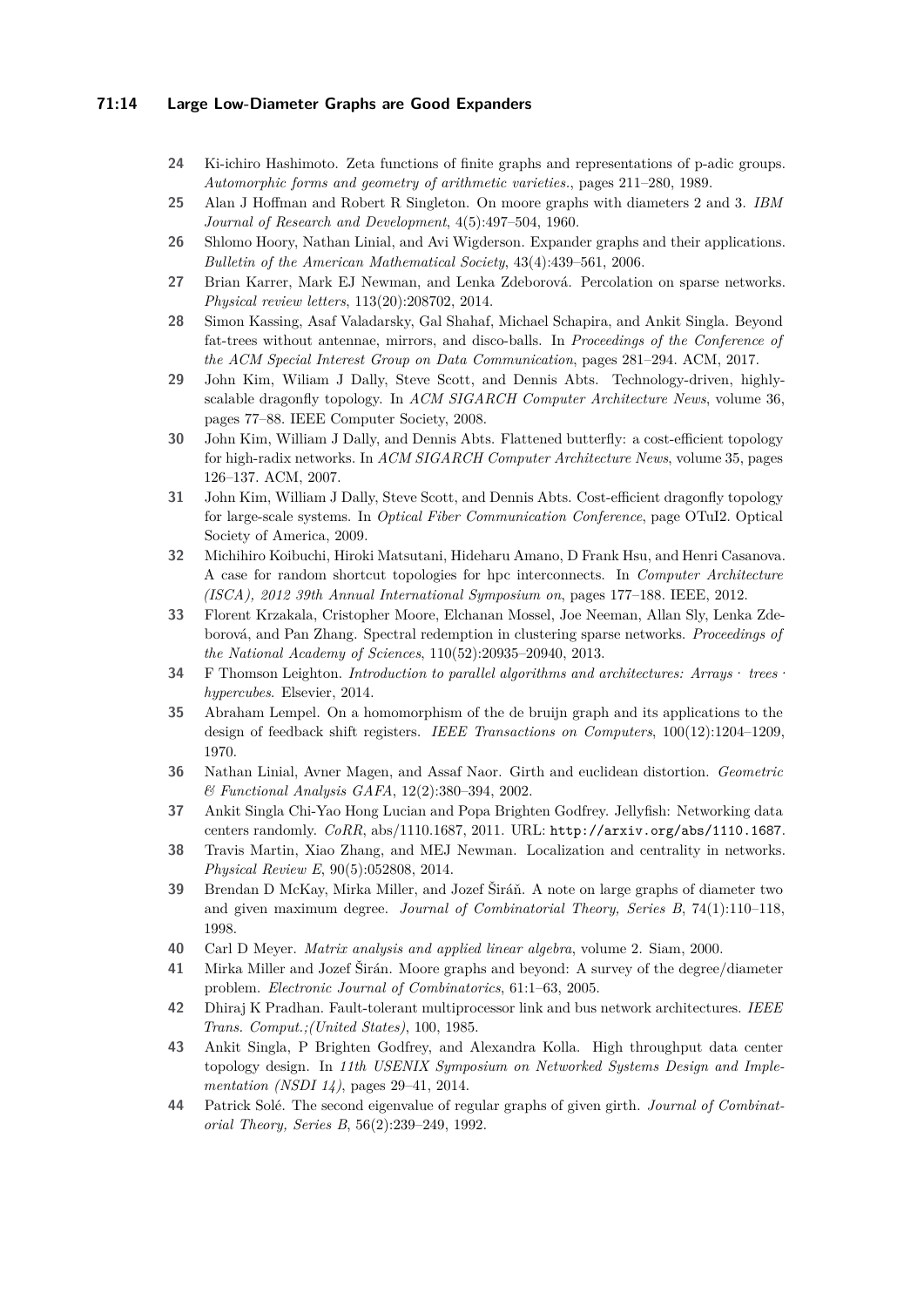24. Ki-ichiro Hashimoto. Zeta functions of finite graphs and representations of p-adic groups. *Automorphic forms and geometry of arithmetic varieties.*, pages 211–280, 1989.
25. Alan J Hoffman and Robert R Singleton. On moore graphs with diameters 2 and 3. *IBM Journal of Research and Development*, 4(5):497–504, 1960.
26. Shlomo Hoory, Nathan Linial, and Avi Wigderson. Expander graphs and their applications. *Bulletin of the American Mathematical Society*, 43(4):439–561, 2006.
27. Brian Karrer, Mark EJ Newman, and Lenka Zdeborová. Percolation on sparse networks. *Physical review letters*, 113(20):208702, 2014.
28. Simon Kassing, Asaf Valadarsky, Gal Shahaf, Michael Schapira, and Ankit Singla. Beyond fat-trees without antennae, mirrors, and disco-balls. In *Proceedings of the Conference of the ACM Special Interest Group on Data Communication*, pages 281–294. ACM, 2017.
29. John Kim, Wiliam J Dally, Steve Scott, and Dennis Abts. Technology-driven, highly-scalable dragonfly topology. In *ACM SIGARCH Computer Architecture News*, volume 36, pages 77–88. IEEE Computer Society, 2008.
30. John Kim, William J Dally, and Dennis Abts. Flattened butterfly: a cost-efficient topology for high-radix networks. In *ACM SIGARCH Computer Architecture News*, volume 35, pages 126–137. ACM, 2007.
31. John Kim, William J Dally, Steve Scott, and Dennis Abts. Cost-efficient dragonfly topology for large-scale systems. In *Optical Fiber Communication Conference*, page OTuI2. Optical Society of America, 2009.
32. Michihiro Koibuchi, Hiroki Matsutani, Hideharu Amano, D Frank Hsu, and Henri Casanova. A case for random shortcut topologies for hpc interconnects. In *Computer Architecture (ISCA), 2012 39th Annual International Symposium on*, pages 177–188. IEEE, 2012.
33. Florent Krzakala, Cristopher Moore, Elchanan Mossel, Joe Neeman, Allan Sly, Lenka Zdeborová, and Pan Zhang. Spectral redemption in clustering sparse networks. *Proceedings of the National Academy of Sciences*, 110(52):20935–20940, 2013.
34. F Thomson Leighton. *Introduction to parallel algorithms and architectures: Arrays · trees · hypercubes*. Elsevier, 2014.
35. Abraham Lempel. On a homomorphism of the de bruijn graph and its applications to the design of feedback shift registers. *IEEE Transactions on Computers*, 100(12):1204–1209, 1970.
36. Nathan Linial, Avner Magen, and Assaf Naor. Girth and euclidean distortion. *Geometric & Functional Analysis GAFA*, 12(2):380–394, 2002.
37. Ankit Singla Chi-Yao Hong Lucian and Popa Brighten Godfrey. Jellyfish: Networking data centers randomly. *CoRR*, abs/1110.1687, 2011. URL: http://arxiv.org/abs/1110.1687.
38. Travis Martin, Xiao Zhang, and MEJ Newman. Localization and centrality in networks. *Physical Review E*, 90(5):052808, 2014.
39. Brendan D McKay, Mirka Miller, and Jozef Širáň. A note on large graphs of diameter two and given maximum degree. *Journal of Combinatorial Theory, Series B*, 74(1):110–118, 1998.
40. Carl D Meyer. *Matrix analysis and applied linear algebra*, volume 2. Siam, 2000.
41. Mirka Miller and Jozef Širán. Moore graphs and beyond: A survey of the degree/diameter problem. *Electronic Journal of Combinatorics*, 61:1–63, 2005.
42. Dhiraj K Pradhan. Fault-tolerant multiprocessor link and bus network architectures. *IEEE Trans. Comput.;(United States)*, 100, 1985.
43. Ankit Singla, P Brighten Godfrey, and Alexandra Kolla. High throughput data center topology design. In *11th USENIX Symposium on Networked Systems Design and Implementation (NSDI 14)*, pages 29–41, 2014.
44. Patrick Solé. The second eigenvalue of regular graphs of given girth. *Journal of Combinatorial Theory, Series B*, 56(2):239–249, 1992.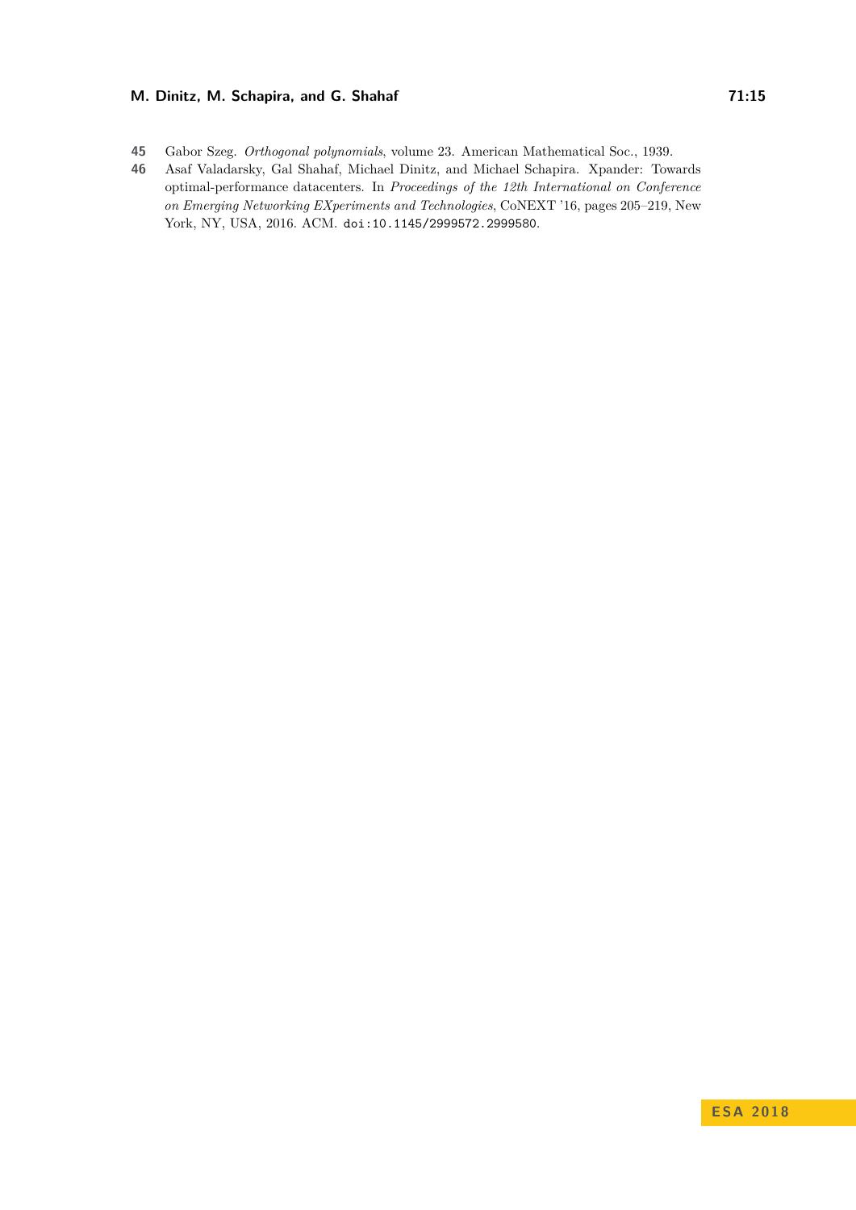45 Gabor Szeg. *Orthogonal polynomials*, volume 23. American Mathematical Soc., 1939.

46 Asaf Valadarsky, Gal Shahaf, Michael Dinitz, and Michael Schapira. Xpander: Towards optimal-performance datacenters. In *Proceedings of the 12th International on Conference on Emerging Networking EXperiments and Technologies*, CoNEXT '16, pages 205–219, New York, NY, USA, 2016. ACM. doi:10.1145/2999572.2999580.